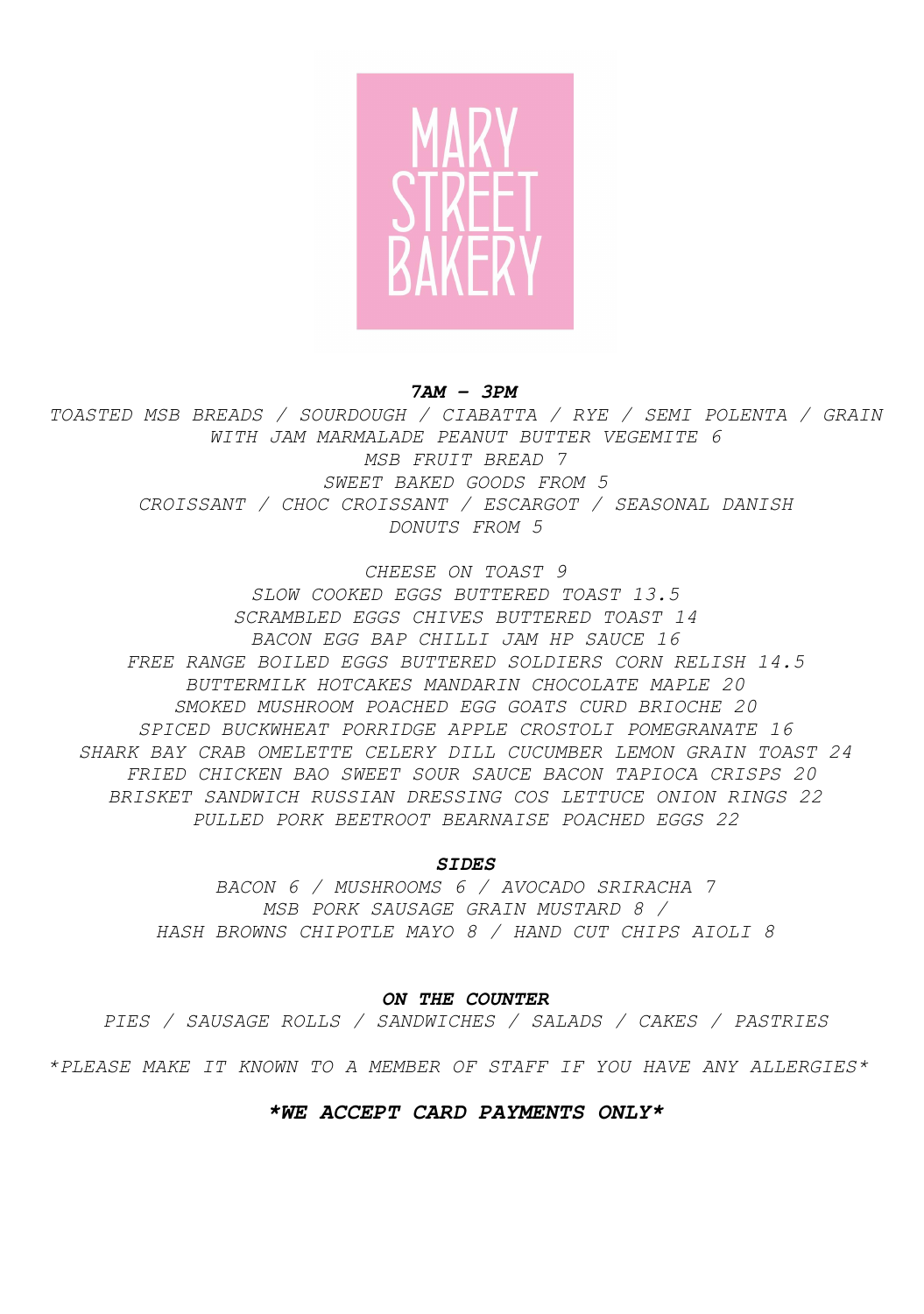# MARY STREET BAKERY

***7AM – 3PM***

*TOASTED MSB BREADS / SOURDOUGH / CIABATTA / RYE / SEMI POLENTA / GRAIN*
*WITH JAM MARMALADE PEANUT BUTTER VEGEMITE 6*
*MSB FRUIT BREAD 7*
*SWEET BAKED GOODS FROM 5*
*CROISSANT / CHOC CROISSANT / ESCARGOT / SEASONAL DANISH*
*DONUTS FROM 5*

*CHEESE ON TOAST 9*
*SLOW COOKED EGGS BUTTERED TOAST 13.5*
*SCRAMBLED EGGS CHIVES BUTTERED TOAST 14*
*BACON EGG BAP CHILLI JAM HP SAUCE 16*
*FREE RANGE BOILED EGGS BUTTERED SOLDIERS CORN RELISH 14.5*
*BUTTERMILK HOTCAKES MANDARIN CHOCOLATE MAPLE 20*
*SMOKED MUSHROOM POACHED EGG GOATS CURD BRIOCHE 20*
*SPICED BUCKWHEAT PORRIDGE APPLE CROSTOLI POMEGRANATE 16*
*SHARK BAY CRAB OMELETTE CELERY DILL CUCUMBER LEMON GRAIN TOAST 24*
*FRIED CHICKEN BAO SWEET SOUR SAUCE BACON TAPIOCA CRISPS 20*
*BRISKET SANDWICH RUSSIAN DRESSING COS LETTUCE ONION RINGS 22*
*PULLED PORK BEETROOT BEARNAISE POACHED EGGS 22*

***SIDES***

*BACON 6 / MUSHROOMS 6 / AVOCADO SRIRACHA 7*
*MSB PORK SAUSAGE GRAIN MUSTARD 8 /*
*HASH BROWNS CHIPOTLE MAYO 8 / HAND CUT CHIPS AIOLI 8*

***ON THE COUNTER***

*PIES / SAUSAGE ROLLS / SANDWICHES / SALADS / CAKES / PASTRIES*

*\*PLEASE MAKE IT KNOWN TO A MEMBER OF STAFF IF YOU HAVE ANY ALLERGIES\**

***\*WE ACCEPT CARD PAYMENTS ONLY\****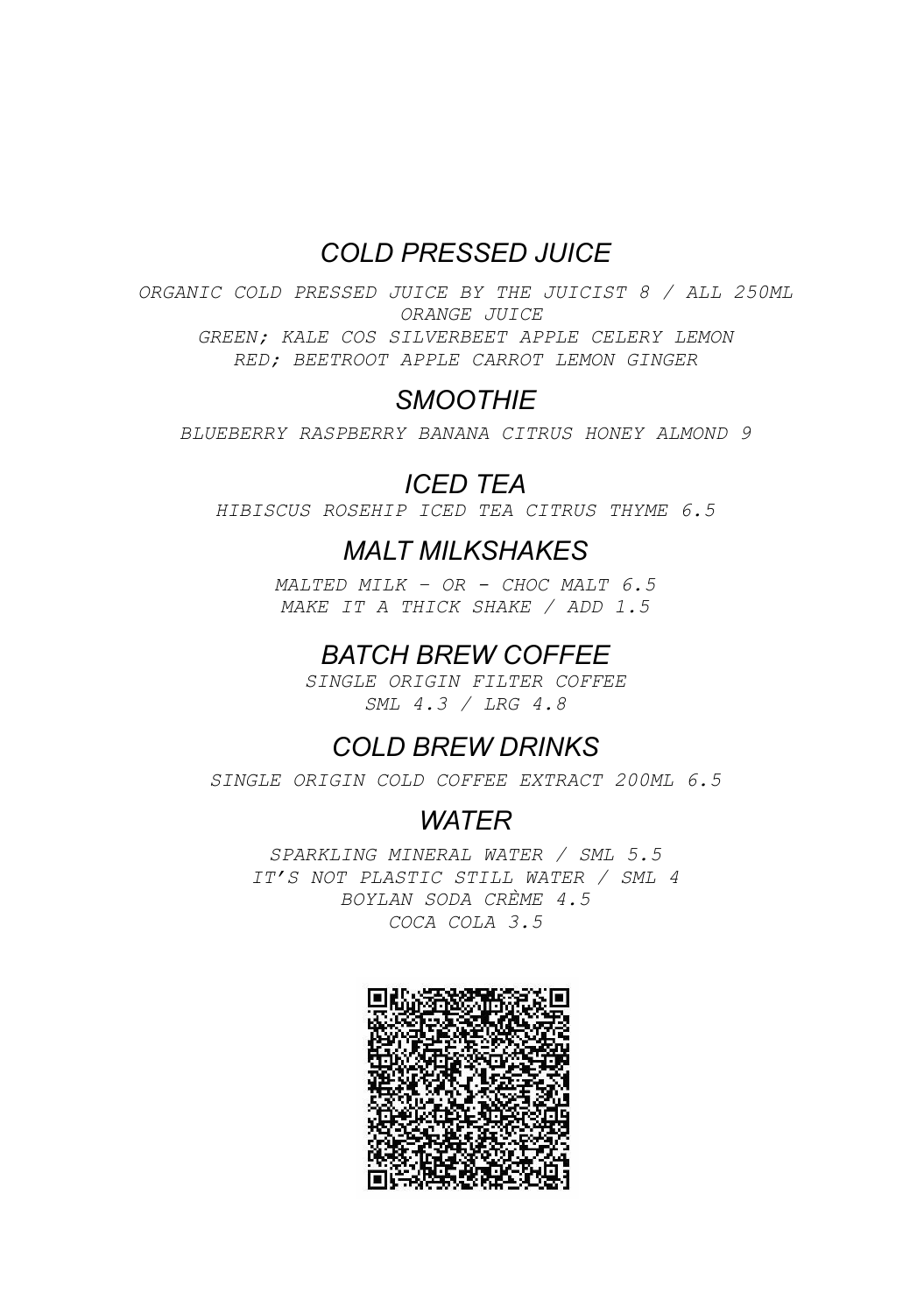## *COLD PRESSED JUICE*

*ORGANIC COLD PRESSED JUICE BY THE JUICIST 8 / ALL 250ML*
*ORANGE JUICE*
*GREEN; KALE COS SILVERBEET APPLE CELERY LEMON*
*RED; BEETROOT APPLE CARROT LEMON GINGER*

## *SMOOTHIE*

*BLUEBERRY RASPBERRY BANANA CITRUS HONEY ALMOND 9*

## *ICED TEA*

*HIBISCUS ROSEHIP ICED TEA CITRUS THYME 6.5*

## *MALT MILKSHAKES*

*MALTED MILK - OR - CHOC MALT 6.5*
*MAKE IT A THICK SHAKE / ADD 1.5*

## *BATCH BREW COFFEE*

*SINGLE ORIGIN FILTER COFFEE*
*SML 4.3 / LRG 4.8*

## *COLD BREW DRINKS*

*SINGLE ORIGIN COLD COFFEE EXTRACT 200ML 6.5*

## *WATER*

*SPARKLING MINERAL WATER / SML 5.5*
*IT'S NOT PLASTIC STILL WATER / SML 4*
*BOYLAN SODA CRÈME 4.5*
*COCA COLA 3.5*